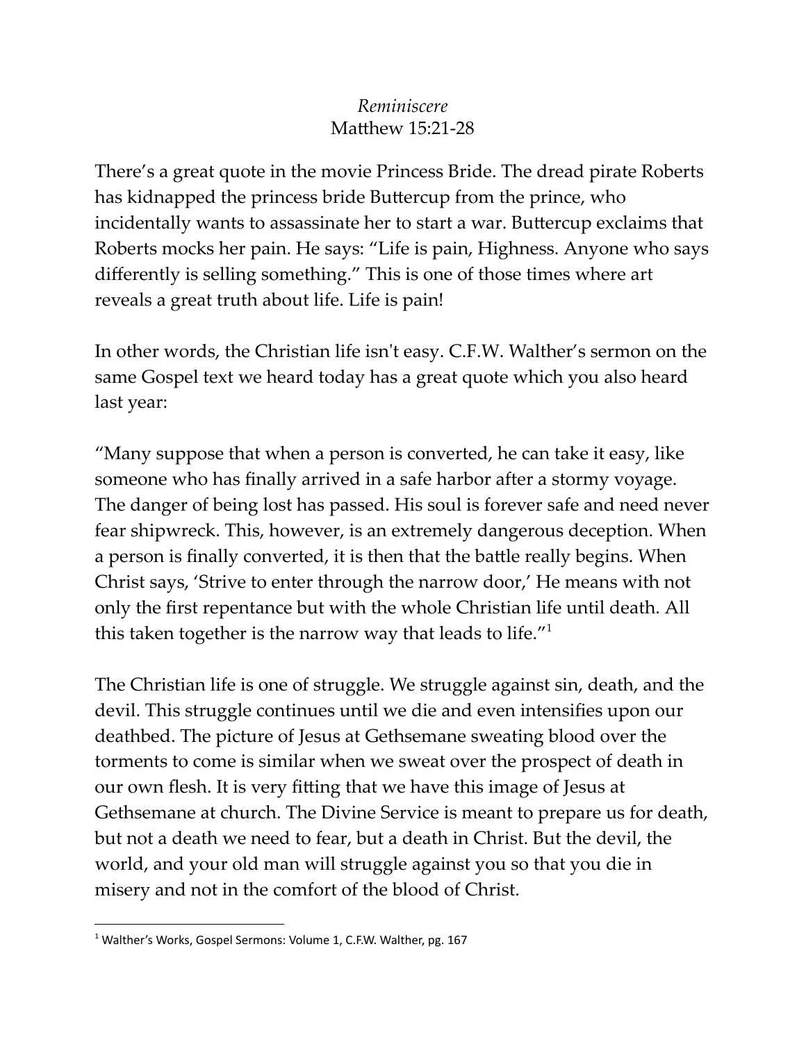*Reminiscere*
Matthew 15:21-28

There's a great quote in the movie Princess Bride. The dread pirate Roberts has kidnapped the princess bride Buttercup from the prince, who incidentally wants to assassinate her to start a war. Buttercup exclaims that Roberts mocks her pain. He says: "Life is pain, Highness. Anyone who says differently is selling something." This is one of those times where art reveals a great truth about life. Life is pain!

In other words, the Christian life isn't easy. C.F.W. Walther's sermon on the same Gospel text we heard today has a great quote which you also heard last year:

"Many suppose that when a person is converted, he can take it easy, like someone who has finally arrived in a safe harbor after a stormy voyage. The danger of being lost has passed. His soul is forever safe and need never fear shipwreck. This, however, is an extremely dangerous deception. When a person is finally converted, it is then that the battle really begins. When Christ says, 'Strive to enter through the narrow door,' He means with not only the first repentance but with the whole Christian life until death. All this taken together is the narrow way that leads to life."[1]

The Christian life is one of struggle. We struggle against sin, death, and the devil. This struggle continues until we die and even intensifies upon our deathbed. The picture of Jesus at Gethsemane sweating blood over the torments to come is similar when we sweat over the prospect of death in our own flesh. It is very fitting that we have this image of Jesus at Gethsemane at church. The Divine Service is meant to prepare us for death, but not a death we need to fear, but a death in Christ. But the devil, the world, and your old man will struggle against you so that you die in misery and not in the comfort of the blood of Christ.

---

[1] Walther's Works, Gospel Sermons: Volume 1, C.F.W. Walther, pg. 167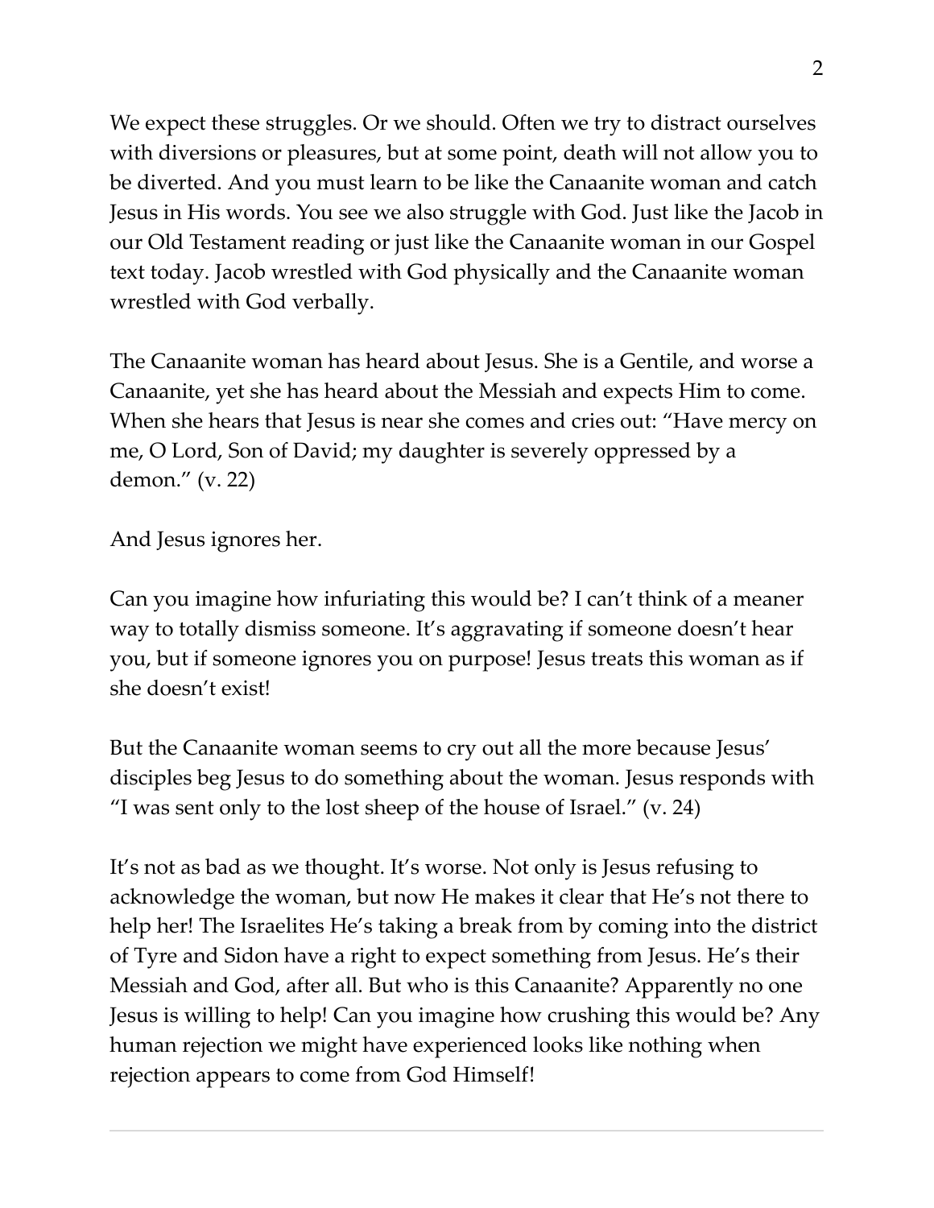We expect these struggles. Or we should. Often we try to distract ourselves with diversions or pleasures, but at some point, death will not allow you to be diverted. And you must learn to be like the Canaanite woman and catch Jesus in His words. You see we also struggle with God. Just like the Jacob in our Old Testament reading or just like the Canaanite woman in our Gospel text today. Jacob wrestled with God physically and the Canaanite woman wrestled with God verbally.

The Canaanite woman has heard about Jesus. She is a Gentile, and worse a Canaanite, yet she has heard about the Messiah and expects Him to come. When she hears that Jesus is near she comes and cries out: "Have mercy on me, O Lord, Son of David; my daughter is severely oppressed by a demon." (v. 22)

And Jesus ignores her.

Can you imagine how infuriating this would be? I can't think of a meaner way to totally dismiss someone. It's aggravating if someone doesn't hear you, but if someone ignores you on purpose! Jesus treats this woman as if she doesn't exist!

But the Canaanite woman seems to cry out all the more because Jesus' disciples beg Jesus to do something about the woman. Jesus responds with "I was sent only to the lost sheep of the house of Israel." (v. 24)

It's not as bad as we thought. It's worse. Not only is Jesus refusing to acknowledge the woman, but now He makes it clear that He's not there to help her! The Israelites He's taking a break from by coming into the district of Tyre and Sidon have a right to expect something from Jesus. He's their Messiah and God, after all. But who is this Canaanite? Apparently no one Jesus is willing to help! Can you imagine how crushing this would be? Any human rejection we might have experienced looks like nothing when rejection appears to come from God Himself!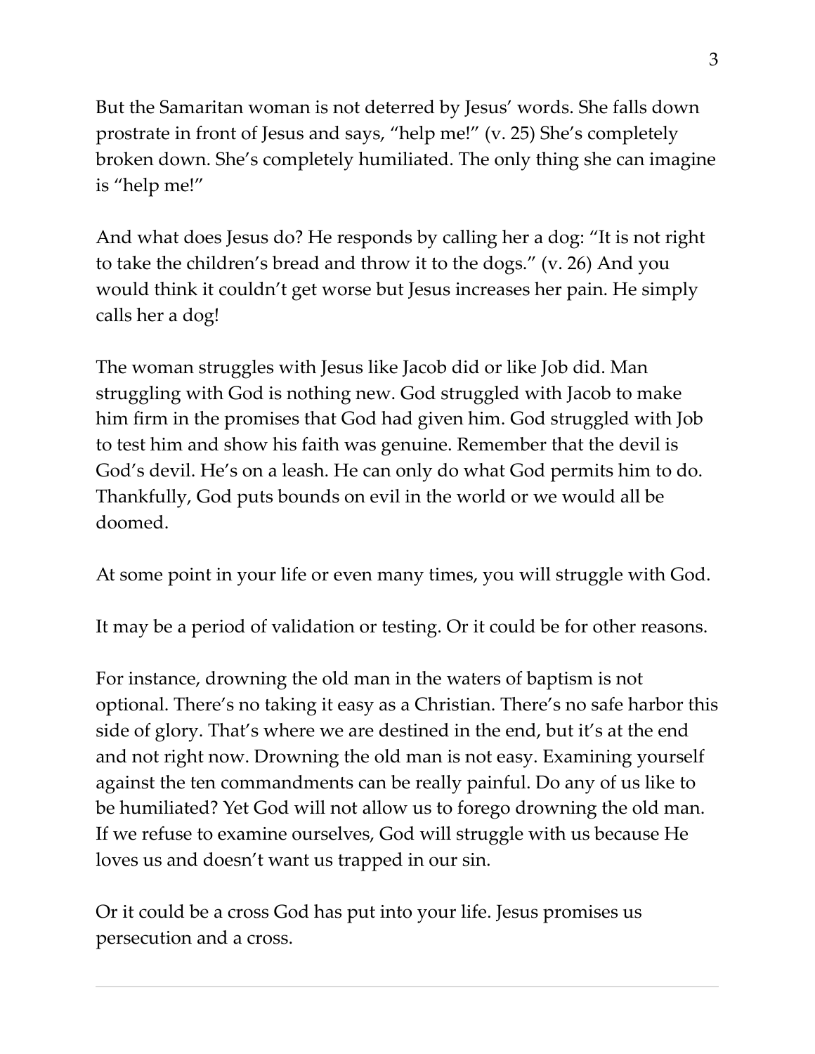But the Samaritan woman is not deterred by Jesus' words. She falls down prostrate in front of Jesus and says, "help me!" (v. 25) She's completely broken down. She's completely humiliated. The only thing she can imagine is "help me!"

And what does Jesus do? He responds by calling her a dog: "It is not right to take the children's bread and throw it to the dogs." (v. 26) And you would think it couldn't get worse but Jesus increases her pain. He simply calls her a dog!

The woman struggles with Jesus like Jacob did or like Job did. Man struggling with God is nothing new. God struggled with Jacob to make him firm in the promises that God had given him. God struggled with Job to test him and show his faith was genuine. Remember that the devil is God's devil. He's on a leash. He can only do what God permits him to do. Thankfully, God puts bounds on evil in the world or we would all be doomed.

At some point in your life or even many times, you will struggle with God.

It may be a period of validation or testing. Or it could be for other reasons.

For instance, drowning the old man in the waters of baptism is not optional. There's no taking it easy as a Christian. There's no safe harbor this side of glory. That's where we are destined in the end, but it's at the end and not right now. Drowning the old man is not easy. Examining yourself against the ten commandments can be really painful. Do any of us like to be humiliated? Yet God will not allow us to forego drowning the old man. If we refuse to examine ourselves, God will struggle with us because He loves us and doesn't want us trapped in our sin.

Or it could be a cross God has put into your life. Jesus promises us persecution and a cross.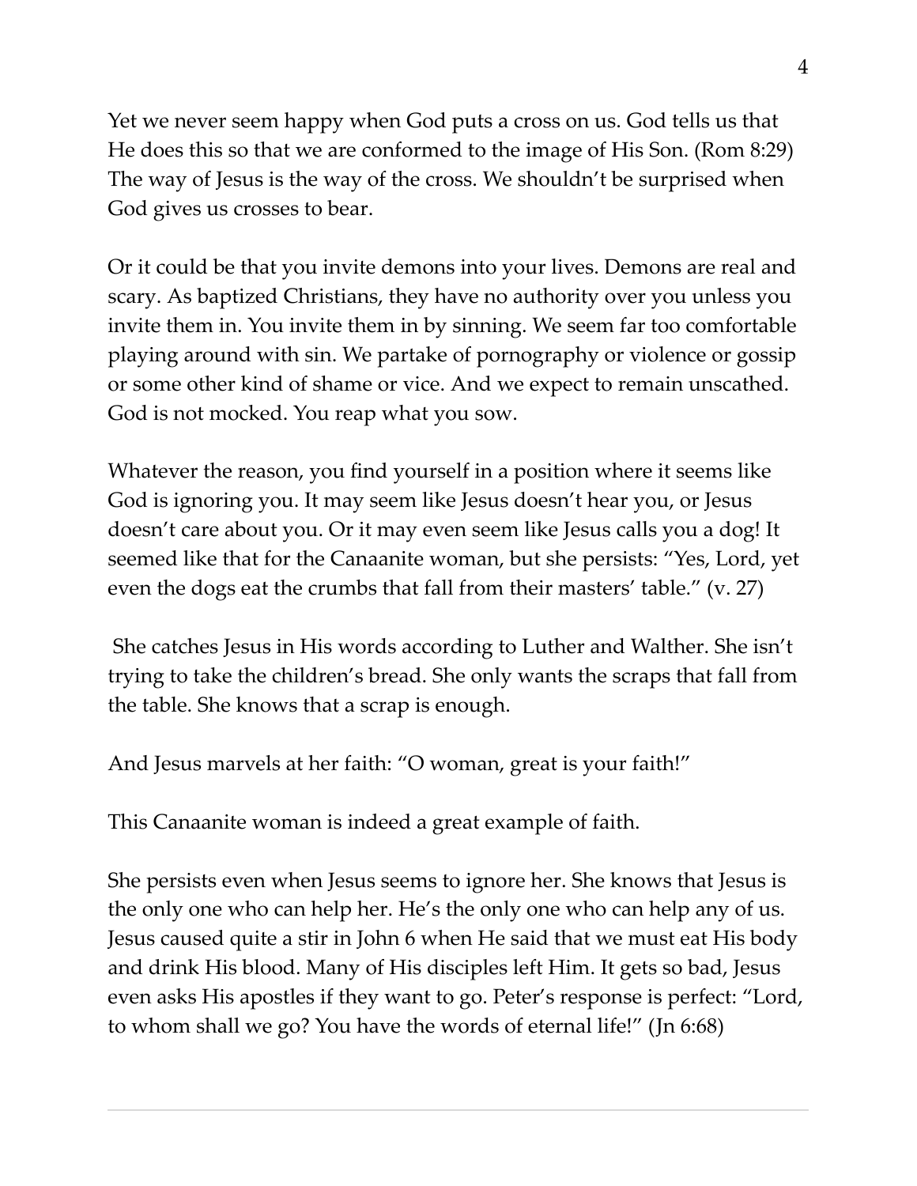Yet we never seem happy when God puts a cross on us. God tells us that He does this so that we are conformed to the image of His Son. (Rom 8:29) The way of Jesus is the way of the cross. We shouldn't be surprised when God gives us crosses to bear.

Or it could be that you invite demons into your lives. Demons are real and scary. As baptized Christians, they have no authority over you unless you invite them in. You invite them in by sinning. We seem far too comfortable playing around with sin. We partake of pornography or violence or gossip or some other kind of shame or vice. And we expect to remain unscathed. God is not mocked. You reap what you sow.

Whatever the reason, you find yourself in a position where it seems like God is ignoring you. It may seem like Jesus doesn't hear you, or Jesus doesn't care about you. Or it may even seem like Jesus calls you a dog! It seemed like that for the Canaanite woman, but she persists: "Yes, Lord, yet even the dogs eat the crumbs that fall from their masters' table." (v. 27)

She catches Jesus in His words according to Luther and Walther. She isn't trying to take the children's bread. She only wants the scraps that fall from the table. She knows that a scrap is enough.

And Jesus marvels at her faith: "O woman, great is your faith!"

This Canaanite woman is indeed a great example of faith.

She persists even when Jesus seems to ignore her. She knows that Jesus is the only one who can help her. He's the only one who can help any of us. Jesus caused quite a stir in John 6 when He said that we must eat His body and drink His blood. Many of His disciples left Him. It gets so bad, Jesus even asks His apostles if they want to go. Peter's response is perfect: "Lord, to whom shall we go? You have the words of eternal life!" (Jn 6:68)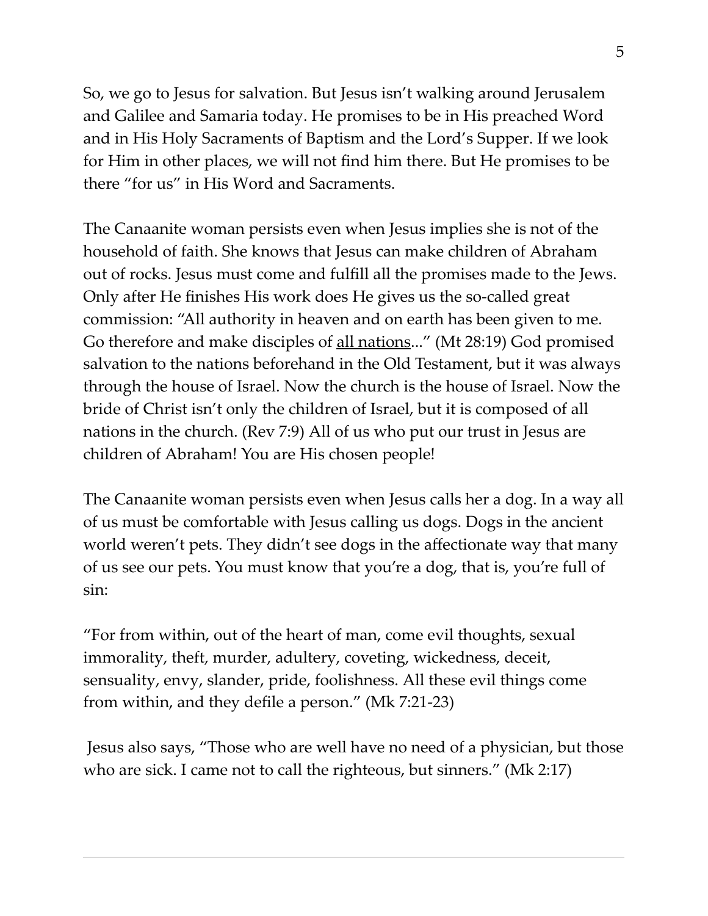So, we go to Jesus for salvation. But Jesus isn't walking around Jerusalem and Galilee and Samaria today. He promises to be in His preached Word and in His Holy Sacraments of Baptism and the Lord's Supper. If we look for Him in other places, we will not find him there. But He promises to be there "for us" in His Word and Sacraments.

The Canaanite woman persists even when Jesus implies she is not of the household of faith. She knows that Jesus can make children of Abraham out of rocks. Jesus must come and fulfill all the promises made to the Jews. Only after He finishes His work does He gives us the so-called great commission: "All authority in heaven and on earth has been given to me. Go therefore and make disciples of <u>all nations</u>..." (Mt 28:19) God promised salvation to the nations beforehand in the Old Testament, but it was always through the house of Israel. Now the church is the house of Israel. Now the bride of Christ isn't only the children of Israel, but it is composed of all nations in the church. (Rev 7:9) All of us who put our trust in Jesus are children of Abraham! You are His chosen people!

The Canaanite woman persists even when Jesus calls her a dog. In a way all of us must be comfortable with Jesus calling us dogs. Dogs in the ancient world weren't pets. They didn't see dogs in the affectionate way that many of us see our pets. You must know that you're a dog, that is, you're full of sin:

"For from within, out of the heart of man, come evil thoughts, sexual immorality, theft, murder, adultery, coveting, wickedness, deceit, sensuality, envy, slander, pride, foolishness. All these evil things come from within, and they defile a person." (Mk 7:21-23)

Jesus also says, "Those who are well have no need of a physician, but those who are sick. I came not to call the righteous, but sinners." (Mk 2:17)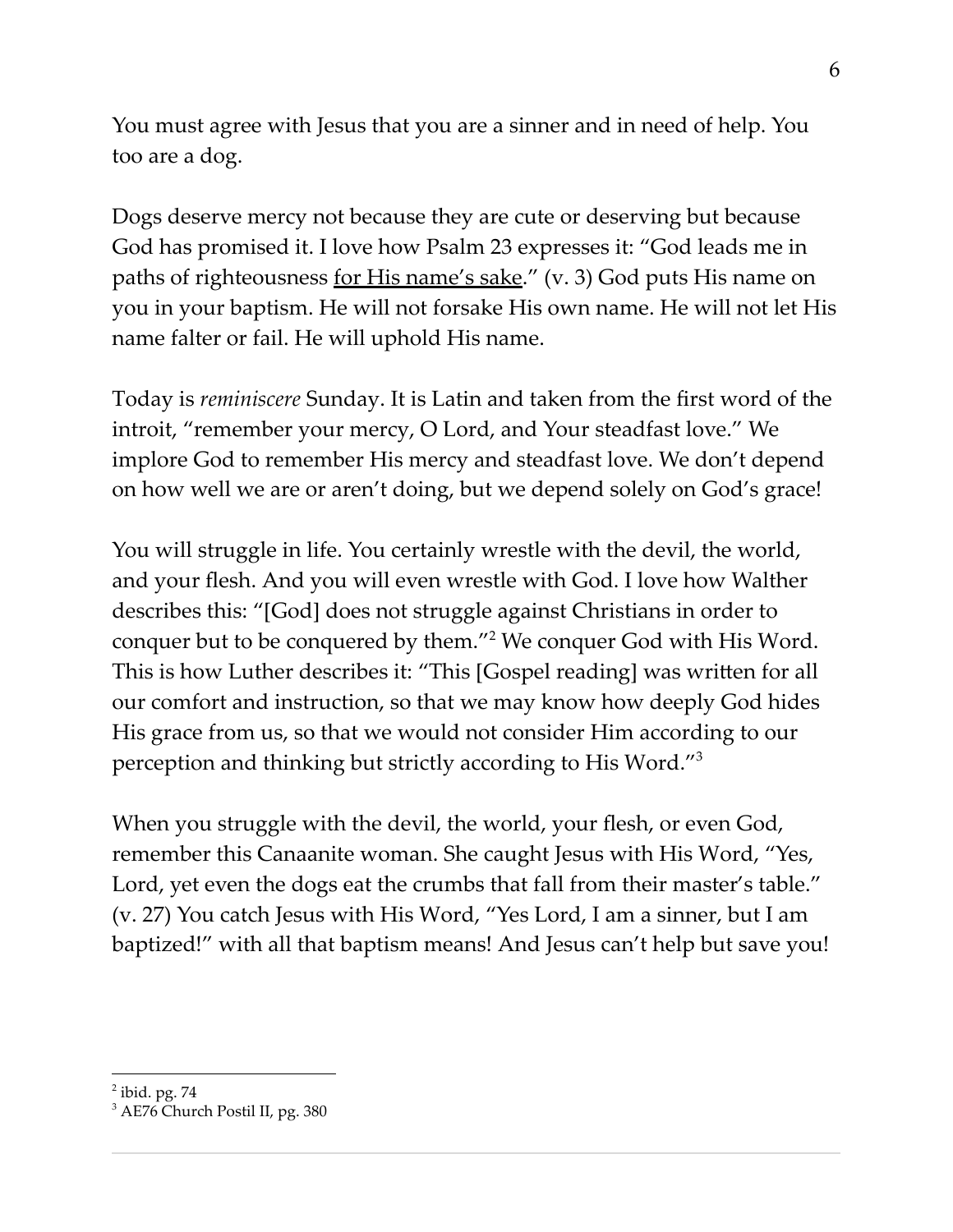You must agree with Jesus that you are a sinner and in need of help. You too are a dog.

Dogs deserve mercy not because they are cute or deserving but because God has promised it. I love how Psalm 23 expresses it: "God leads me in paths of righteousness <u>for His name's sake</u>." (v. 3) God puts His name on you in your baptism. He will not forsake His own name. He will not let His name falter or fail. He will uphold His name.

Today is *reminiscere* Sunday. It is Latin and taken from the first word of the introit, "remember your mercy, O Lord, and Your steadfast love." We implore God to remember His mercy and steadfast love. We don't depend on how well we are or aren't doing, but we depend solely on God's grace!

You will struggle in life. You certainly wrestle with the devil, the world, and your flesh. And you will even wrestle with God. I love how Walther describes this: "[God] does not struggle against Christians in order to conquer but to be conquered by them."[2] We conquer God with His Word. This is how Luther describes it: "This [Gospel reading] was written for all our comfort and instruction, so that we may know how deeply God hides His grace from us, so that we would not consider Him according to our perception and thinking but strictly according to His Word."[3]

When you struggle with the devil, the world, your flesh, or even God, remember this Canaanite woman. She caught Jesus with His Word, "Yes, Lord, yet even the dogs eat the crumbs that fall from their master's table." (v. 27) You catch Jesus with His Word, "Yes Lord, I am a sinner, but I am baptized!" with all that baptism means! And Jesus can't help but save you!

---

[2] ibid. pg. 74

[3] AE76 Church Postil II, pg. 380